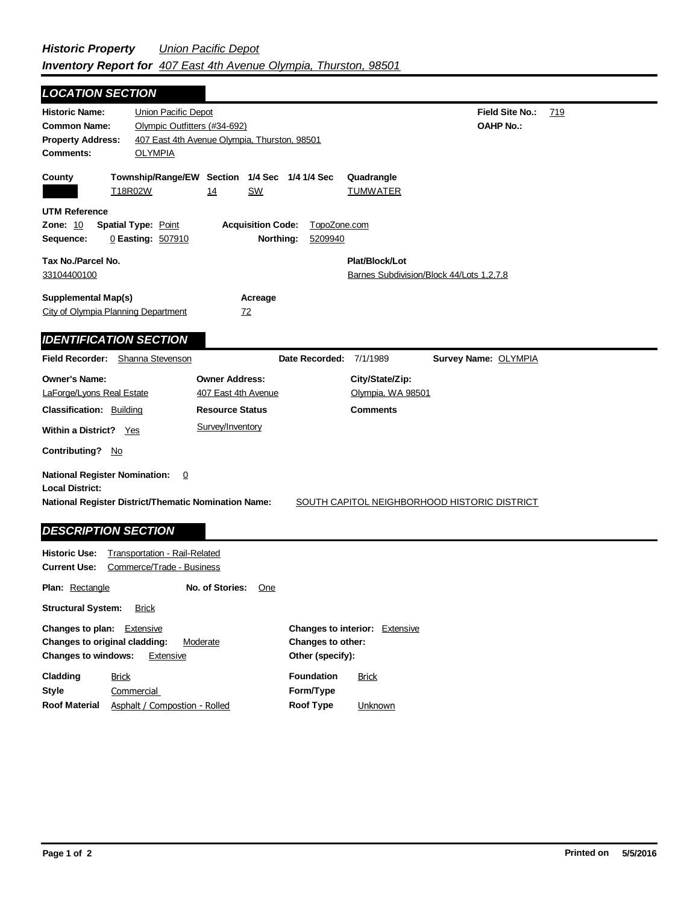***Historic Property*** *Union Pacific Depot*
***Inventory Report for*** *407 East 4th Avenue Olympia, Thurston, 98501*

## LOCATION SECTION

**Historic Name:** Union Pacific Depot
**Common Name:** Olympic Outfitters (#34-692)
**Property Address:** 407 East 4th Avenue Olympia, Thurston, 98501
**Comments:** OLYMPIA

**Field Site No.:** 719
**OAHP No.:**

| County | Township/Range/EW | Section | 1/4 Sec | 1/4 1/4 Sec | Quadrangle |
|---|---|---|---|---|---|
| | T18R02W | 14 | SW | | TUMWATER |

**UTM Reference**
**Zone:** 10 **Spatial Type:** Point **Acquisition Code:** TopoZone.com
**Sequence:** 0 **Easting:** 507910 **Northing:** 5209940

**Tax No./Parcel No.**
33104400100

**Plat/Block/Lot**
Barnes Subdivision/Block 44/Lots 1,2,7,8

**Supplemental Map(s)**
City of Olympia Planning Department

**Acreage**
72

## IDENTIFICATION SECTION

**Field Recorder:** Shanna Stevenson **Date Recorded:** 7/1/1989 **Survey Name:** OLYMPIA

| Owner's Name: | Owner Address: | City/State/Zip: |
|---|---|---|
| LaForge/Lyons Real Estate | 407 East 4th Avenue | Olympia, WA 98501 |

**Classification:** Building
**Resource Status:** Survey/Inventory
**Comments**

**Within a District?** Yes

**Contributing?** No

**National Register Nomination:** 0
**Local District:**
**National Register District/Thematic Nomination Name:** SOUTH CAPITOL NEIGHBORHOOD HISTORIC DISTRICT

## DESCRIPTION SECTION

**Historic Use:** Transportation - Rail-Related
**Current Use:** Commerce/Trade - Business

**Plan:** Rectangle **No. of Stories:** One

**Structural System:** Brick

**Changes to plan:** Extensive
**Changes to original cladding:** Moderate
**Changes to windows:** Extensive
**Changes to interior:** Extensive
**Changes to other:**
**Other (specify):**

**Cladding** Brick
**Style** Commercial
**Roof Material** Asphalt / Compostion - Rolled
**Foundation** Brick
**Form/Type**
**Roof Type** Unknown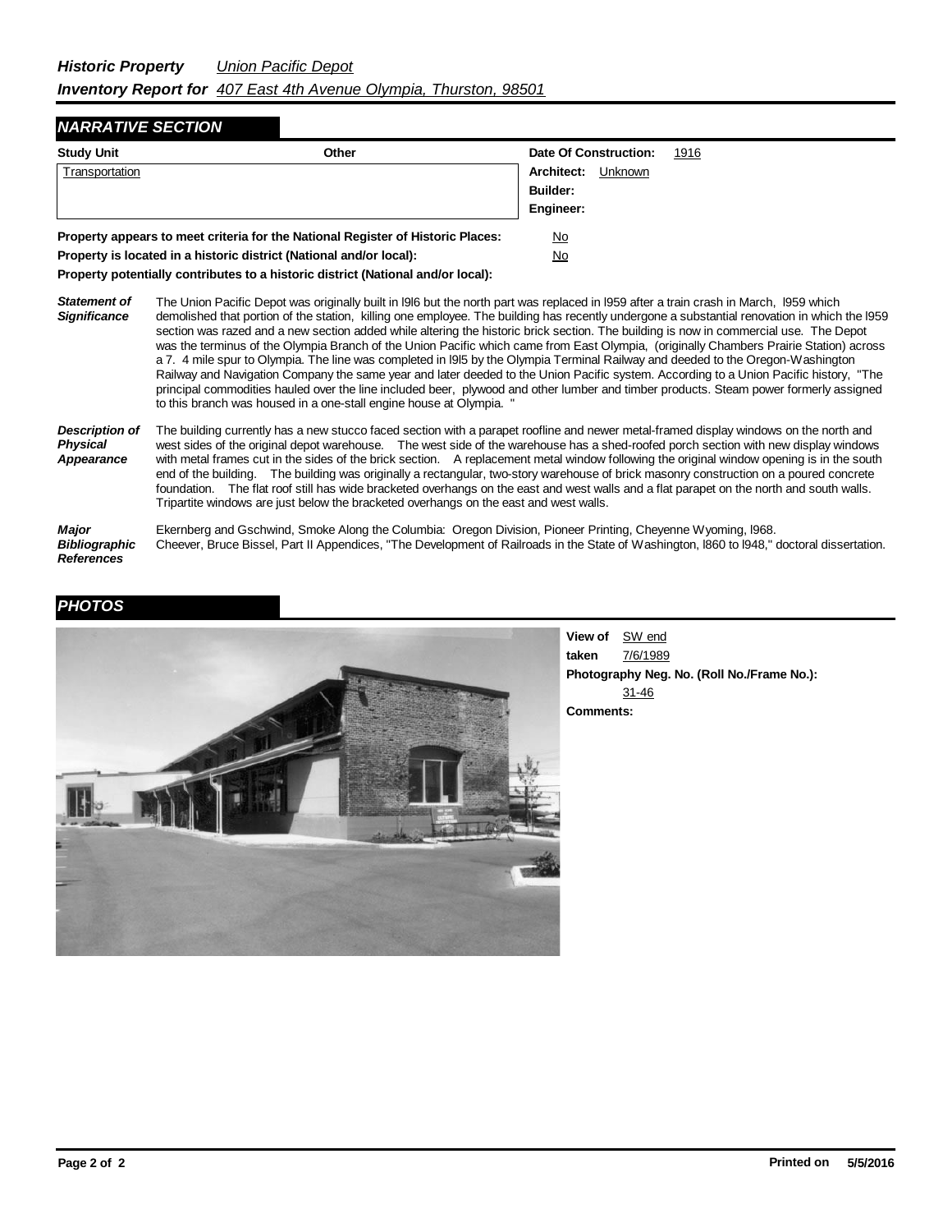***Historic Property*** *Union Pacific Depot*

***Inventory Report for*** *407 East 4th Avenue Olympia, Thurston, 98501*

## NARRATIVE SECTION

| Study Unit | Other | |
|---|---|---|
| Transportation | | **Date Of Construction:** 1916 |
| | | **Architect:** Unknown |
| | | **Builder:** |
| | | **Engineer:** |

**Property appears to meet criteria for the National Register of Historic Places:** No

**Property is located in a historic district (National and/or local):** No

**Property potentially contributes to a historic district (National and/or local):**

***Statement of Significance***

The Union Pacific Depot was originally built in l9l6 but the north part was replaced in l959 after a train crash in March, l959 which demolished that portion of the station, killing one employee. The building has recently undergone a substantial renovation in which the l959 section was razed and a new section added while altering the historic brick section. The building is now in commercial use. The Depot was the terminus of the Olympia Branch of the Union Pacific which came from East Olympia, (originally Chambers Prairie Station) across a 7. 4 mile spur to Olympia. The line was completed in l9l5 by the Olympia Terminal Railway and deeded to the Oregon-Washington Railway and Navigation Company the same year and later deeded to the Union Pacific system. According to a Union Pacific history, "The principal commodities hauled over the line included beer, plywood and other lumber and timber products. Steam power formerly assigned to this branch was housed in a one-stall engine house at Olympia. "

***Description of Physical Appearance***

The building currently has a new stucco faced section with a parapet roofline and newer metal-framed display windows on the north and west sides of the original depot warehouse. The west side of the warehouse has a shed-roofed porch section with new display windows with metal frames cut in the sides of the brick section. A replacement metal window following the original window opening is in the south end of the building. The building was originally a rectangular, two-story warehouse of brick masonry construction on a poured concrete foundation. The flat roof still has wide bracketed overhangs on the east and west walls and a flat parapet on the north and south walls. Tripartite windows are just below the bracketed overhangs on the east and west walls.

***Major Bibliographic References***

Ekernberg and Gschwind, Smoke Along the Columbia: Oregon Division, Pioneer Printing, Cheyenne Wyoming, l968.
Cheever, Bruce Bissel, Part II Appendices, "The Development of Railroads in the State of Washington, l860 to l948," doctoral dissertation.

## PHOTOS

**View of** SW end

**taken** 7/6/1989

**Photography Neg. No. (Roll No./Frame No.):** 31-46

**Comments:**

Printed on 5/5/2016